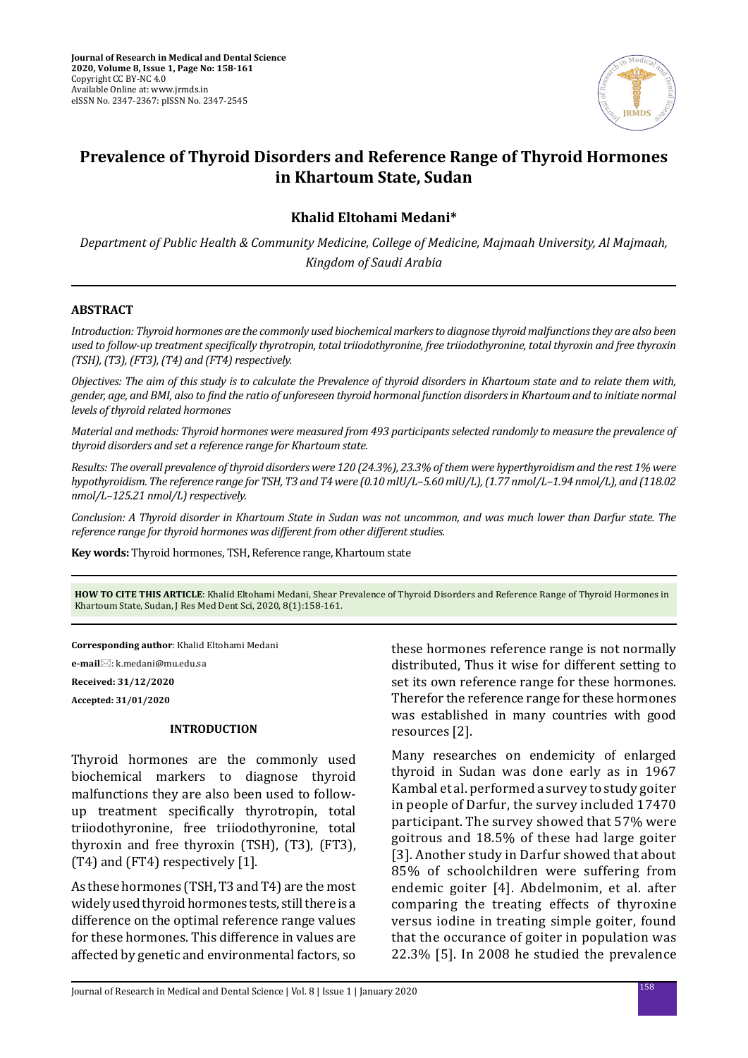# Prevalence of Thyroid Disorders and Reference Range of Thyroid Hormones in Khartoum State, Sudan

**Khalid Eltohami Medani***

*Department of Public Health & Community Medicine, College of Medicine, Majmaah University, Al Majmaah, Kingdom of Saudi Arabia*

## ABSTRACT

*Introduction: Thyroid hormones are the commonly used biochemical markers to diagnose thyroid malfunctions they are also been used to follow-up treatment specifically thyrotropin, total triiodothyronine, free triiodothyronine, total thyroxin and free thyroxin (TSH), (T3), (FT3), (T4) and (FT4) respectively.*

*Objectives: The aim of this study is to calculate the Prevalence of thyroid disorders in Khartoum state and to relate them with, gender, age, and BMI, also to find the ratio of unforeseen thyroid hormonal function disorders in Khartoum and to initiate normal levels of thyroid related hormones*

*Material and methods: Thyroid hormones were measured from 493 participants selected randomly to measure the prevalence of thyroid disorders and set a reference range for Khartoum state.*

*Results: The overall prevalence of thyroid disorders were 120 (24.3%), 23.3% of them were hyperthyroidism and the rest 1% were hypothyroidism. The reference range for TSH, T3 and T4 were (0.10 mlU/L–5.60 mlU/L), (1.77 nmol/L–1.94 nmol/L), and (118.02 nmol/L–125.21 nmol/L) respectively.*

*Conclusion: A Thyroid disorder in Khartoum State in Sudan was not uncommon, and was much lower than Darfur state. The reference range for thyroid hormones was different from other different studies.*

**Key words:** Thyroid hormones, TSH, Reference range, Khartoum state

**HOW TO CITE THIS ARTICLE**: Khalid Eltohami Medani, Shear Prevalence of Thyroid Disorders and Reference Range of Thyroid Hormones in Khartoum State, Sudan, J Res Med Dent Sci, 2020, 8(1):158-161.

**Corresponding author**: Khalid Eltohami Medani

**e-mail**: k.medani@mu.edu.sa

**Received: 31/12/2020**

**Accepted: 31/01/2020**

## INTRODUCTION

Thyroid hormones are the commonly used biochemical markers to diagnose thyroid malfunctions they are also been used to follow-up treatment specifically thyrotropin, total triiodothyronine, free triiodothyronine, total thyroxin and free thyroxin (TSH), (T3), (FT3), (T4) and (FT4) respectively [1].

As these hormones (TSH, T3 and T4) are the most widely used thyroid hormones tests, still there is a difference on the optimal reference range values for these hormones. This difference in values are affected by genetic and environmental factors, so these hormones reference range is not normally distributed, Thus it wise for different setting to set its own reference range for these hormones. Therefor the reference range for these hormones was established in many countries with good resources [2].

Many researches on endemicity of enlarged thyroid in Sudan was done early as in 1967 Kambal et al. performed a survey to study goiter in people of Darfur, the survey included 17470 participant. The survey showed that 57% were goitrous and 18.5% of these had large goiter [3]. Another study in Darfur showed that about 85% of schoolchildren were suffering from endemic goiter [4]. Abdelmonim, et al. after comparing the treating effects of thyroxine versus iodine in treating simple goiter, found that the occurance of goiter in population was 22.3% [5]. In 2008 he studied the prevalence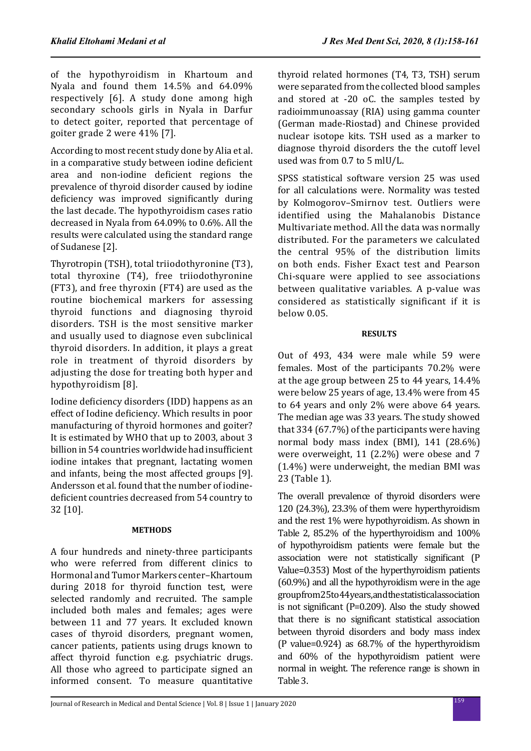of the hypothyroidism in Khartoum and Nyala and found them 14.5% and 64.09% respectively [6]. A study done among high secondary schools girls in Nyala in Darfur to detect goiter, reported that percentage of goiter grade 2 were 41% [7].

According to most recent study done by Alia et al. in a comparative study between iodine deficient area and non-iodine deficient regions the prevalence of thyroid disorder caused by iodine deficiency was improved significantly during the last decade. The hypothyroidism cases ratio decreased in Nyala from 64.09% to 0.6%. All the results were calculated using the standard range of Sudanese [2].

Thyrotropin (TSH), total triiodothyronine (T3), total thyroxine (T4), free triiodothyronine (FT3), and free thyroxin (FT4) are used as the routine biochemical markers for assessing thyroid functions and diagnosing thyroid disorders. TSH is the most sensitive marker and usually used to diagnose even subclinical thyroid disorders. In addition, it plays a great role in treatment of thyroid disorders by adjusting the dose for treating both hyper and hypothyroidism [8].

Iodine deficiency disorders (IDD) happens as an effect of Iodine deficiency. Which results in poor manufacturing of thyroid hormones and goiter? It is estimated by WHO that up to 2003, about 3 billion in 54 countries worldwide had insufficient iodine intakes that pregnant, lactating women and infants, being the most affected groups [9]. Andersson et al. found that the number of iodine-deficient countries decreased from 54 country to 32 [10].

## METHODS

A four hundreds and ninety-three participants who were referred from different clinics to Hormonal and Tumor Markers center–Khartoum during 2018 for thyroid function test, were selected randomly and recruited. The sample included both males and females; ages were between 11 and 77 years. It excluded known cases of thyroid disorders, pregnant women, cancer patients, patients using drugs known to affect thyroid function e.g. psychiatric drugs. All those who agreed to participate signed an informed consent. To measure quantitative thyroid related hormones (T4, T3, TSH) serum were separated from the collected blood samples and stored at -20 oC. the samples tested by radioimmunoassay (RIA) using gamma counter (German made-Riostad) and Chinese provided nuclear isotope kits. TSH used as a marker to diagnose thyroid disorders the the cutoff level used was from 0.7 to 5 mlU/L.

SPSS statistical software version 25 was used for all calculations were. Normality was tested by Kolmogorov–Smirnov test. Outliers were identified using the Mahalanobis Distance Multivariate method. All the data was normally distributed. For the parameters we calculated the central 95% of the distribution limits on both ends. Fisher Exact test and Pearson Chi-square were applied to see associations between qualitative variables. A p-value was considered as statistically significant if it is below 0.05.

## RESULTS

Out of 493, 434 were male while 59 were females. Most of the participants 70.2% were at the age group between 25 to 44 years, 14.4% were below 25 years of age, 13.4% were from 45 to 64 years and only 2% were above 64 years. The median age was 33 years. The study showed that 334 (67.7%) of the participants were having normal body mass index (BMI), 141 (28.6%) were overweight, 11 (2.2%) were obese and 7 (1.4%) were underweight, the median BMI was 23 (Table 1).

The overall prevalence of thyroid disorders were 120 (24.3%), 23.3% of them were hyperthyroidism and the rest 1% were hypothyroidism. As shown in Table 2, 85.2% of the hyperthyroidism and 100% of hypothyroidism patients were female but the association were not statistically significant (P Value=0.353) Most of the hyperthyroidism patients (60.9%) and all the hypothyroidism were in the age group from 25 to 44 years, and the statistical association is not significant (P=0.209). Also the study showed that there is no significant statistical association between thyroid disorders and body mass index (P value=0.924) as 68.7% of the hyperthyroidism and 60% of the hypothyroidism patient were normal in weight. The reference range is shown in Table 3.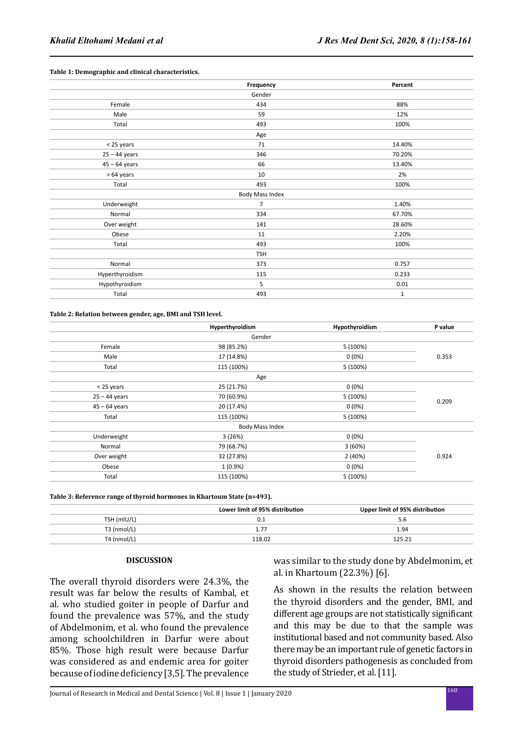**Table 1: Demographic and clinical characteristics.**

| | Frequency | Percent |
|---|---|---|
| | Gender | |
| Female | 434 | 88% |
| Male | 59 | 12% |
| Total | 493 | 100% |
| | Age | |
| < 25 years | 71 | 14.40% |
| 25 – 44 years | 346 | 70.20% |
| 45 – 64 years | 66 | 13.40% |
| > 64 years | 10 | 2% |
| Total | 493 | 100% |
| | Body Mass Index | |
| Underweight | 7 | 1.40% |
| Normal | 334 | 67.70% |
| Over weight | 141 | 28.60% |
| Obese | 11 | 2.20% |
| Total | 493 | 100% |
| | TSH | |
| Normal | 373 | 0.757 |
| Hyperthyroidism | 115 | 0.233 |
| Hypothyroidism | 5 | 0.01 |
| Total | 493 | 1 |

**Table 2: Relation between gender, age, BMI and TSH level.**

| | Hyperthyroidism | Hypothyroidism | P value |
|---|---|---|---|
| | Gender | | |
| Female | 98 (85.2%) | 5 (100%) | 0.353 |
| Male | 17 (14.8%) | 0 (0%) | |
| Total | 115 (100%) | 5 (100%) | |
| | Age | | |
| < 25 years | 25 (21.7%) | 0 (0%) | 0.209 |
| 25 – 44 years | 70 (60.9%) | 5 (100%) | |
| 45 – 64 years | 20 (17.4%) | 0 (0%) | |
| Total | 115 (100%) | 5 (100%) | |
| | Body Mass Index | | |
| Underweight | 3 (26%) | 0 (0%) | 0.924 |
| Normal | 79 (68.7%) | 3 (60%) | |
| Over weight | 32 (27.8%) | 2 (40%) | |
| Obese | 1 (0.9%) | 0 (0%) | |
| Total | 115 (100%) | 5 (100%) | |

**Table 3: Reference range of thyroid hormones in Khartoum State (n=493).**

| | Lower limit of 95% distribution | Upper limit of 95% distribution |
|---|---|---|
| TSH (mIU/L) | 0.1 | 5.6 |
| T3 (nmol/L) | 1.77 | 1.94 |
| T4 (nmol/L) | 118.02 | 125.21 |

## DISCUSSION

The overall thyroid disorders were 24.3%, the result was far below the results of Kambal, et al. who studied goiter in people of Darfur and found the prevalence was 57%, and the study of Abdelmonim, et al. who found the prevalence among schoolchildren in Darfur were about 85%. Those high result were because Darfur was considered as and endemic area for goiter because of iodine deficiency [3,5]. The prevalence was similar to the study done by Abdelmonim, et al. in Khartoum (22.3%) [6].

As shown in the results the relation between the thyroid disorders and the gender, BMI, and different age groups are not statistically significant and this may be due to that the sample was institutional based and not community based. Also there may be an important rule of genetic factors in thyroid disorders pathogenesis as concluded from the study of Strieder, et al. [11].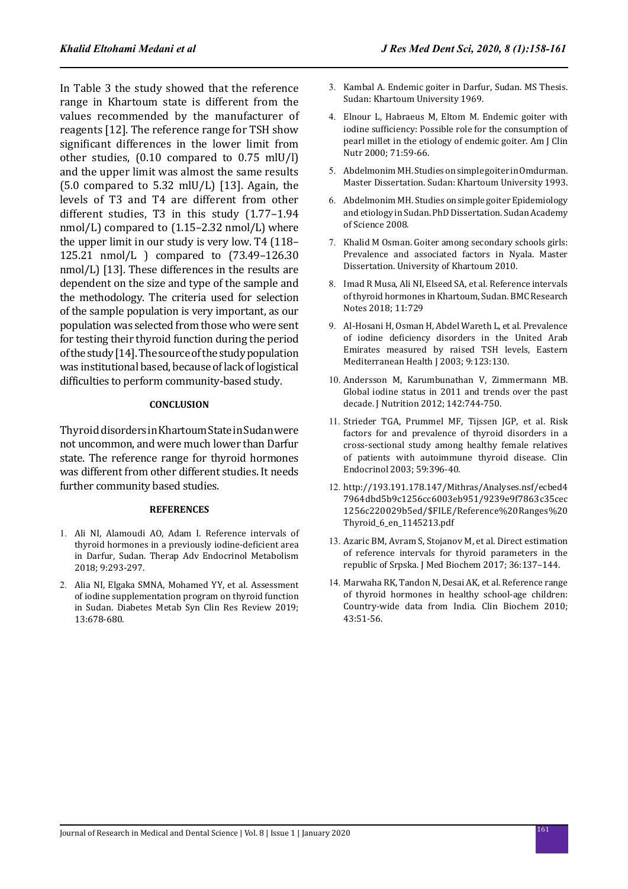In Table 3 the study showed that the reference range in Khartoum state is different from the values recommended by the manufacturer of reagents [12]. The reference range for TSH show significant differences in the lower limit from other studies, (0.10 compared to 0.75 mlU/l) and the upper limit was almost the same results (5.0 compared to 5.32 mlU/L) [13]. Again, the levels of T3 and T4 are different from other different studies, T3 in this study (1.77–1.94 nmol/L) compared to (1.15–2.32 nmol/L) where the upper limit in our study is very low. T4 (118–125.21 nmol/L ) compared to (73.49–126.30 nmol/L) [13]. These differences in the results are dependent on the size and type of the sample and the methodology. The criteria used for selection of the sample population is very important, as our population was selected from those who were sent for testing their thyroid function during the period of the study [14]. The source of the study population was institutional based, because of lack of logistical difficulties to perform community-based study.

## CONCLUSION

Thyroid disorders in Khartoum State in Sudan were not uncommon, and were much lower than Darfur state. The reference range for thyroid hormones was different from other different studies. It needs further community based studies.

## REFERENCES

1. Ali NI, Alamoudi AO, Adam I. Reference intervals of thyroid hormones in a previously iodine-deficient area in Darfur, Sudan. Therap Adv Endocrinol Metabolism 2018; 9:293-297.
2. Alia NI, Elgaka SMNA, Mohamed YY, et al. Assessment of iodine supplementation program on thyroid function in Sudan. Diabetes Metab Syn Clin Res Review 2019; 13:678-680.
3. Kambal A. Endemic goiter in Darfur, Sudan. MS Thesis. Sudan: Khartoum University 1969.
4. Elnour L, Habraeus M, Eltom M. Endemic goiter with iodine sufficiency: Possible role for the consumption of pearl millet in the etiology of endemic goiter. Am J Clin Nutr 2000; 71:59-66.
5. Abdelmonim MH. Studies on simple goiter in Omdurman. Master Dissertation. Sudan: Khartoum University 1993.
6. Abdelmonim MH. Studies on simple goiter Epidemiology and etiology in Sudan. PhD Dissertation. Sudan Academy of Science 2008.
7. Khalid M Osman. Goiter among secondary schools girls: Prevalence and associated factors in Nyala. Master Dissertation. University of Khartoum 2010.
8. Imad R Musa, Ali NI, Elseed SA, et al. Reference intervals of thyroid hormones in Khartoum, Sudan. BMC Research Notes 2018; 11:729
9. Al-Hosani H, Osman H, Abdel Wareth L, et al. Prevalence of iodine deficiency disorders in the United Arab Emirates measured by raised TSH levels, Eastern Mediterranean Health J 2003; 9:123:130.
10. Andersson M, Karumbunathan V, Zimmermann MB. Global iodine status in 2011 and trends over the past decade. J Nutrition 2012; 142:744-750.
11. Strieder TGA, Prummel MF, Tijssen JGP, et al. Risk factors for and prevalence of thyroid disorders in a cross-sectional study among healthy female relatives of patients with autoimmune thyroid disease. Clin Endocrinol 2003; 59:396-40.
12. http://193.191.178.147/Mithras/Analyses.nsf/ecbed47964dbd5b9c1256cc6003eb951/9239e9f7863c35cec1256c220029b5ed/$FILE/Reference%20Ranges%20Thyroid_6_en_1145213.pdf
13. Azaric BM, Avram S, Stojanov M, et al. Direct estimation of reference intervals for thyroid parameters in the republic of Srpska. J Med Biochem 2017; 36:137–144.
14. Marwaha RK, Tandon N, Desai AK, et al. Reference range of thyroid hormones in healthy school-age children: Country-wide data from India. Clin Biochem 2010; 43:51-56.